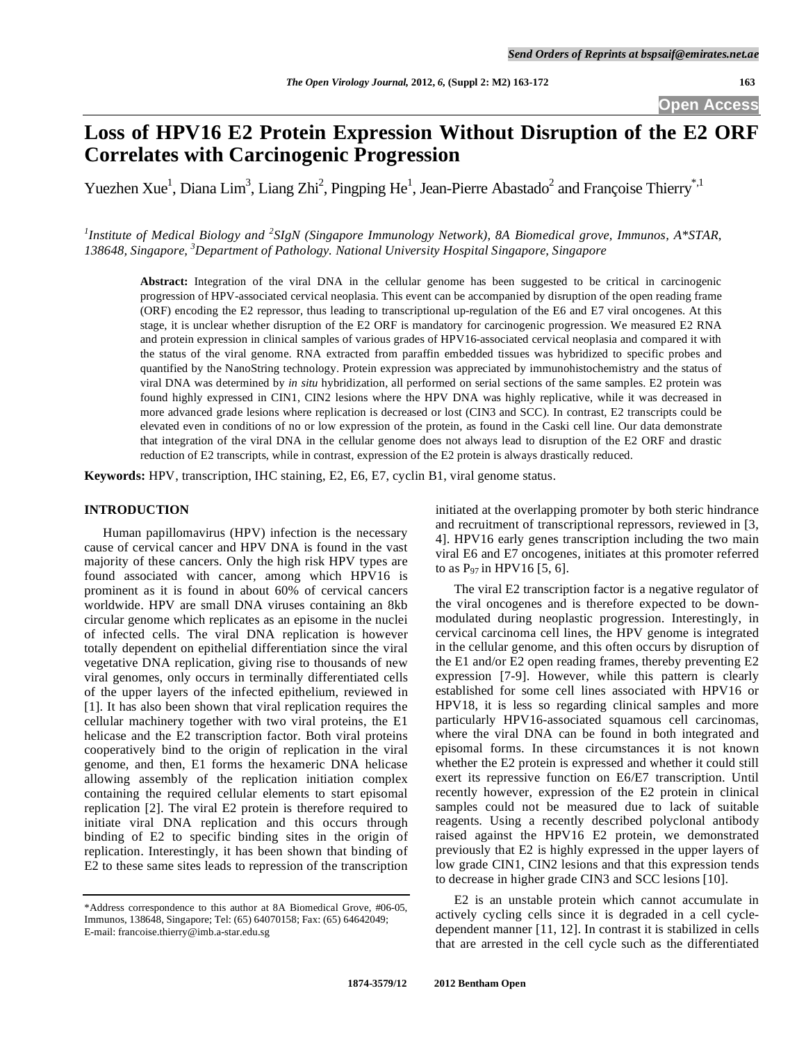# Loss of HPV16 E2 Protein Expression Without Disruption of the E2 ORF Correlates with Carcinogenic Progression

Yuezhen Xue[1], Diana Lim[3], Liang Zhi[2], Pingping He[1], Jean-Pierre Abastado[2] and Françoise Thierry[*,1]

*[1]Institute of Medical Biology and [2]SIgN (Singapore Immunology Network), 8A Biomedical grove, Immunos, A*STAR, 138648, Singapore, [3]Department of Pathology. National University Hospital Singapore, Singapore*

**Abstract:** Integration of the viral DNA in the cellular genome has been suggested to be critical in carcinogenic progression of HPV-associated cervical neoplasia. This event can be accompanied by disruption of the open reading frame (ORF) encoding the E2 repressor, thus leading to transcriptional up-regulation of the E6 and E7 viral oncogenes. At this stage, it is unclear whether disruption of the E2 ORF is mandatory for carcinogenic progression. We measured E2 RNA and protein expression in clinical samples of various grades of HPV16-associated cervical neoplasia and compared it with the status of the viral genome. RNA extracted from paraffin embedded tissues was hybridized to specific probes and quantified by the NanoString technology. Protein expression was appreciated by immunohistochemistry and the status of viral DNA was determined by *in situ* hybridization, all performed on serial sections of the same samples. E2 protein was found highly expressed in CIN1, CIN2 lesions where the HPV DNA was highly replicative, while it was decreased in more advanced grade lesions where replication is decreased or lost (CIN3 and SCC). In contrast, E2 transcripts could be elevated even in conditions of no or low expression of the protein, as found in the Caski cell line. Our data demonstrate that integration of the viral DNA in the cellular genome does not always lead to disruption of the E2 ORF and drastic reduction of E2 transcripts, while in contrast, expression of the E2 protein is always drastically reduced.

**Keywords:** HPV, transcription, IHC staining, E2, E6, E7, cyclin B1, viral genome status.

## INTRODUCTION

Human papillomavirus (HPV) infection is the necessary cause of cervical cancer and HPV DNA is found in the vast majority of these cancers. Only the high risk HPV types are found associated with cancer, among which HPV16 is prominent as it is found in about 60% of cervical cancers worldwide. HPV are small DNA viruses containing an 8kb circular genome which replicates as an episome in the nuclei of infected cells. The viral DNA replication is however totally dependent on epithelial differentiation since the viral vegetative DNA replication, giving rise to thousands of new viral genomes, only occurs in terminally differentiated cells of the upper layers of the infected epithelium, reviewed in [1]. It has also been shown that viral replication requires the cellular machinery together with two viral proteins, the E1 helicase and the E2 transcription factor. Both viral proteins cooperatively bind to the origin of replication in the viral genome, and then, E1 forms the hexameric DNA helicase allowing assembly of the replication initiation complex containing the required cellular elements to start episomal replication [2]. The viral E2 protein is therefore required to initiate viral DNA replication and this occurs through binding of E2 to specific binding sites in the origin of replication. Interestingly, it has been shown that binding of E2 to these same sites leads to repression of the transcription initiated at the overlapping promoter by both steric hindrance and recruitment of transcriptional repressors, reviewed in [3, 4]. HPV16 early genes transcription including the two main viral E6 and E7 oncogenes, initiates at this promoter referred to as $P_{97}$ in HPV16 [5, 6].

The viral E2 transcription factor is a negative regulator of the viral oncogenes and is therefore expected to be down-modulated during neoplastic progression. Interestingly, in cervical carcinoma cell lines, the HPV genome is integrated in the cellular genome, and this often occurs by disruption of the E1 and/or E2 open reading frames, thereby preventing E2 expression [7-9]. However, while this pattern is clearly established for some cell lines associated with HPV16 or HPV18, it is less so regarding clinical samples and more particularly HPV16-associated squamous cell carcinomas, where the viral DNA can be found in both integrated and episomal forms. In these circumstances it is not known whether the E2 protein is expressed and whether it could still exert its repressive function on E6/E7 transcription. Until recently however, expression of the E2 protein in clinical samples could not be measured due to lack of suitable reagents. Using a recently described polyclonal antibody raised against the HPV16 E2 protein, we demonstrated previously that E2 is highly expressed in the upper layers of low grade CIN1, CIN2 lesions and that this expression tends to decrease in higher grade CIN3 and SCC lesions [10].

E2 is an unstable protein which cannot accumulate in actively cycling cells since it is degraded in a cell cycle-dependent manner [11, 12]. In contrast it is stabilized in cells that are arrested in the cell cycle such as the differentiated

---

*Address correspondence to this author at 8A Biomedical Grove, #06-05, Immunos, 138648, Singapore; Tel: (65) 64070158; Fax: (65) 64642049; E-mail: francoise.thierry@imb.a-star.edu.sg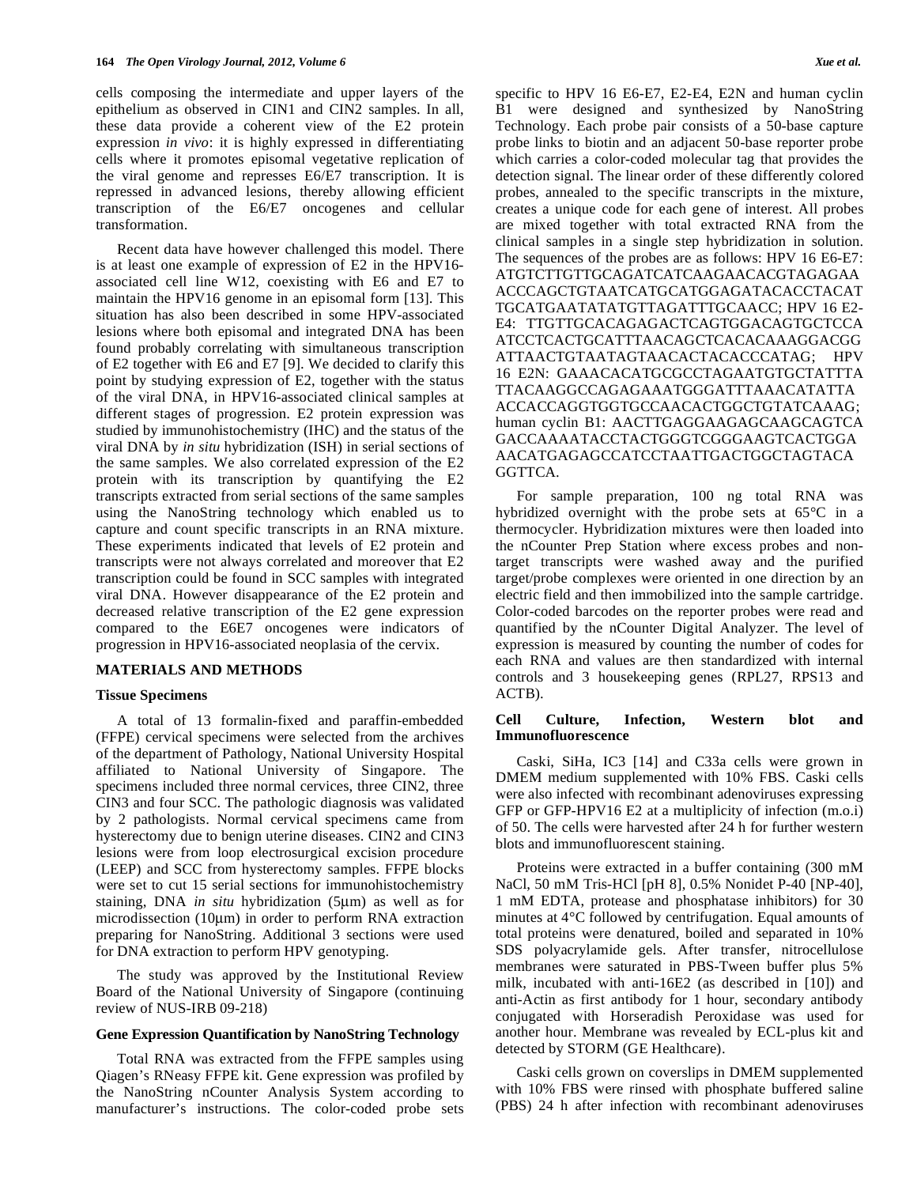cells composing the intermediate and upper layers of the epithelium as observed in CIN1 and CIN2 samples. In all, these data provide a coherent view of the E2 protein expression *in vivo*: it is highly expressed in differentiating cells where it promotes episomal vegetative replication of the viral genome and represses E6/E7 transcription. It is repressed in advanced lesions, thereby allowing efficient transcription of the E6/E7 oncogenes and cellular transformation.

Recent data have however challenged this model. There is at least one example of expression of E2 in the HPV16-associated cell line W12, coexisting with E6 and E7 to maintain the HPV16 genome in an episomal form [13]. This situation has also been described in some HPV-associated lesions where both episomal and integrated DNA has been found probably correlating with simultaneous transcription of E2 together with E6 and E7 [9]. We decided to clarify this point by studying expression of E2, together with the status of the viral DNA, in HPV16-associated clinical samples at different stages of progression. E2 protein expression was studied by immunohistochemistry (IHC) and the status of the viral DNA by *in situ* hybridization (ISH) in serial sections of the same samples. We also correlated expression of the E2 protein with its transcription by quantifying the E2 transcripts extracted from serial sections of the same samples using the NanoString technology which enabled us to capture and count specific transcripts in an RNA mixture. These experiments indicated that levels of E2 protein and transcripts were not always correlated and moreover that E2 transcription could be found in SCC samples with integrated viral DNA. However disappearance of the E2 protein and decreased relative transcription of the E2 gene expression compared to the E6E7 oncogenes were indicators of progression in HPV16-associated neoplasia of the cervix.

## MATERIALS AND METHODS

### Tissue Specimens

A total of 13 formalin-fixed and paraffin-embedded (FFPE) cervical specimens were selected from the archives of the department of Pathology, National University Hospital affiliated to National University of Singapore. The specimens included three normal cervices, three CIN2, three CIN3 and four SCC. The pathologic diagnosis was validated by 2 pathologists. Normal cervical specimens came from hysterectomy due to benign uterine diseases. CIN2 and CIN3 lesions were from loop electrosurgical excision procedure (LEEP) and SCC from hysterectomy samples. FFPE blocks were set to cut 15 serial sections for immunohistochemistry staining, DNA *in situ* hybridization (5μm) as well as for microdissection (10μm) in order to perform RNA extraction preparing for NanoString. Additional 3 sections were used for DNA extraction to perform HPV genotyping.

The study was approved by the Institutional Review Board of the National University of Singapore (continuing review of NUS-IRB 09-218)

### Gene Expression Quantification by NanoString Technology

Total RNA was extracted from the FFPE samples using Qiagen's RNeasy FFPE kit. Gene expression was profiled by the NanoString nCounter Analysis System according to manufacturer's instructions. The color-coded probe sets specific to HPV 16 E6-E7, E2-E4, E2N and human cyclin B1 were designed and synthesized by NanoString Technology. Each probe pair consists of a 50-base capture probe links to biotin and an adjacent 50-base reporter probe which carries a color-coded molecular tag that provides the detection signal. The linear order of these differently colored probes, annealed to the specific transcripts in the mixture, creates a unique code for each gene of interest. All probes are mixed together with total extracted RNA from the clinical samples in a single step hybridization in solution. The sequences of the probes are as follows: HPV 16 E6-E7: ATGTCTTGTTGCAGATCATCAAGAACACGTAGAGAA ACCCAGCTGTAATCATGCATGGAGATACACCTACAT TGCATGAATATATGTTAGATTTGCAACC; HPV 16 E2-E4: TTGTTGCACAGAGACTCAGTGGACAGTGCTCCA ATCCTCACTGCATTTAACAGCTCACACAAAGGACGG ATTAACTGTAATAGTAACACTACACCCATAG; HPV 16 E2N: GAAACACATGCGCCTAGAATGTGCTATTTA TTACAAGGCCAGAGAAATGGGATTTAAACATATTA ACCACCAGGTGGTGCCAACACTGGCTGTATCAAAG; human cyclin B1: AACTTGAGGAAGAGCAAGCAGTCA GACCAAAATACCTACTGGGTCGGGAAGTCACTGGA AACATGAGAGCCATCCTAATTGACTGGCTAGTACA GGTTCA.

For sample preparation, 100 ng total RNA was hybridized overnight with the probe sets at 65°C in a thermocycler. Hybridization mixtures were then loaded into the nCounter Prep Station where excess probes and non-target transcripts were washed away and the purified target/probe complexes were oriented in one direction by an electric field and then immobilized into the sample cartridge. Color-coded barcodes on the reporter probes were read and quantified by the nCounter Digital Analyzer. The level of expression is measured by counting the number of codes for each RNA and values are then standardized with internal controls and 3 housekeeping genes (RPL27, RPS13 and ACTB).

### Cell Culture, Infection, Western blot and Immunofluorescence

Caski, SiHa, IC3 [14] and C33a cells were grown in DMEM medium supplemented with 10% FBS. Caski cells were also infected with recombinant adenoviruses expressing GFP or GFP-HPV16 E2 at a multiplicity of infection (m.o.i) of 50. The cells were harvested after 24 h for further western blots and immunofluorescent staining.

Proteins were extracted in a buffer containing (300 mM NaCl, 50 mM Tris-HCl [pH 8], 0.5% Nonidet P-40 [NP-40], 1 mM EDTA, protease and phosphatase inhibitors) for 30 minutes at 4°C followed by centrifugation. Equal amounts of total proteins were denatured, boiled and separated in 10% SDS polyacrylamide gels. After transfer, nitrocellulose membranes were saturated in PBS-Tween buffer plus 5% milk, incubated with anti-16E2 (as described in [10]) and anti-Actin as first antibody for 1 hour, secondary antibody conjugated with Horseradish Peroxidase was used for another hour. Membrane was revealed by ECL-plus kit and detected by STORM (GE Healthcare).

Caski cells grown on coverslips in DMEM supplemented with 10% FBS were rinsed with phosphate buffered saline (PBS) 24 h after infection with recombinant adenoviruses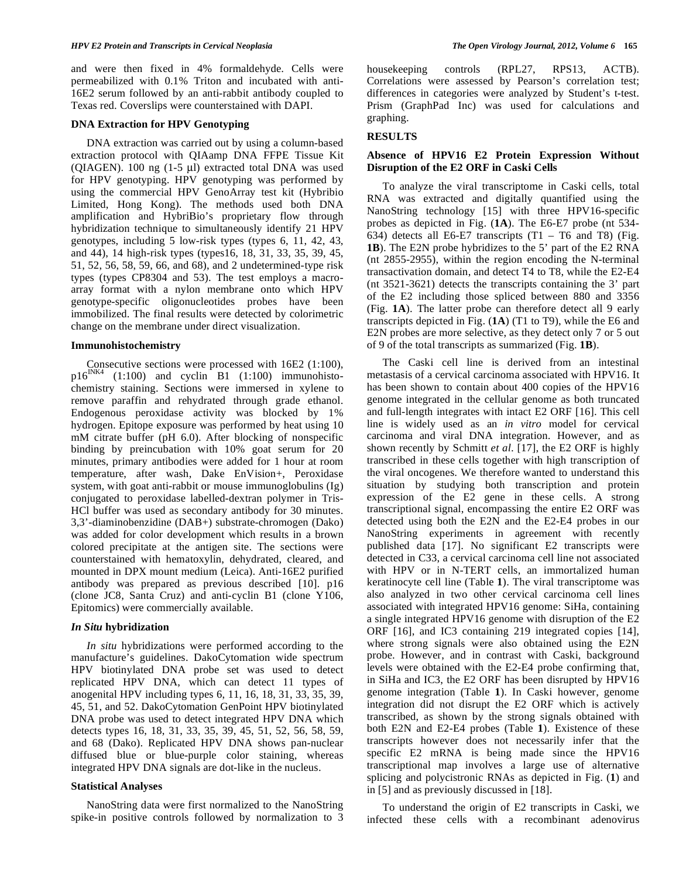and were then fixed in 4% formaldehyde. Cells were permeabilized with 0.1% Triton and incubated with anti-16E2 serum followed by an anti-rabbit antibody coupled to Texas red. Coverslips were counterstained with DAPI.

### DNA Extraction for HPV Genotyping

DNA extraction was carried out by using a column-based extraction protocol with QIAamp DNA FFPE Tissue Kit (QIAGEN). 100 ng (1-5 µl) extracted total DNA was used for HPV genotyping. HPV genotyping was performed by using the commercial HPV GenoArray test kit (Hybribio Limited, Hong Kong). The methods used both DNA amplification and HybriBio's proprietary flow through hybridization technique to simultaneously identify 21 HPV genotypes, including 5 low-risk types (types 6, 11, 42, 43, and 44), 14 high-risk types (types16, 18, 31, 33, 35, 39, 45, 51, 52, 56, 58, 59, 66, and 68), and 2 undetermined-type risk types (types CP8304 and 53). The test employs a macro-array format with a nylon membrane onto which HPV genotype-specific oligonucleotides probes have been immobilized. The final results were detected by colorimetric change on the membrane under direct visualization.

### Immunohistochemistry

Consecutive sections were processed with 16E2 (1:100), p16[INK4] (1:100) and cyclin B1 (1:100) immunohistochemistry staining. Sections were immersed in xylene to remove paraffin and rehydrated through grade ethanol. Endogenous peroxidase activity was blocked by 1% hydrogen. Epitope exposure was performed by heat using 10 mM citrate buffer (pH 6.0). After blocking of nonspecific binding by preincubation with 10% goat serum for 20 minutes, primary antibodies were added for 1 hour at room temperature, after wash, Dake EnVision+, Peroxidase system, with goat anti-rabbit or mouse immunoglobulins (Ig) conjugated to peroxidase labelled-dextran polymer in Tris-HCl buffer was used as secondary antibody for 30 minutes. 3,3'-diaminobenzidine (DAB+) substrate-chromogen (Dako) was added for color development which results in a brown colored precipitate at the antigen site. The sections were counterstained with hematoxylin, dehydrated, cleared, and mounted in DPX mount medium (Leica). Anti-16E2 purified antibody was prepared as previous described [10]. p16 (clone JC8, Santa Cruz) and anti-cyclin B1 (clone Y106, Epitomics) were commercially available.

### *In Situ* hybridization

*In situ* hybridizations were performed according to the manufacture's guidelines. DakoCytomation wide spectrum HPV biotinylated DNA probe set was used to detect replicated HPV DNA, which can detect 11 types of anogenital HPV including types 6, 11, 16, 18, 31, 33, 35, 39, 45, 51, and 52. DakoCytomation GenPoint HPV biotinylated DNA probe was used to detect integrated HPV DNA which detects types 16, 18, 31, 33, 35, 39, 45, 51, 52, 56, 58, 59, and 68 (Dako). Replicated HPV DNA shows pan-nuclear diffused blue or blue-purple color staining, whereas integrated HPV DNA signals are dot-like in the nucleus.

### Statistical Analyses

NanoString data were first normalized to the NanoString spike-in positive controls followed by normalization to 3 housekeeping controls (RPL27, RPS13, ACTB). Correlations were assessed by Pearson's correlation test; differences in categories were analyzed by Student's t-test. Prism (GraphPad Inc) was used for calculations and graphing.

## RESULTS

### Absence of HPV16 E2 Protein Expression Without Disruption of the E2 ORF in Caski Cells

To analyze the viral transcriptome in Caski cells, total RNA was extracted and digitally quantified using the NanoString technology [15] with three HPV16-specific probes as depicted in Fig. (**1A**). The E6-E7 probe (nt 534-634) detects all E6-E7 transcripts (T1 – T6 and T8) (Fig. **1B**). The E2N probe hybridizes to the 5' part of the E2 RNA (nt 2855-2955), within the region encoding the N-terminal transactivation domain, and detect T4 to T8, while the E2-E4 (nt 3521-3621) detects the transcripts containing the 3' part of the E2 including those spliced between 880 and 3356 (Fig. **1A**). The latter probe can therefore detect all 9 early transcripts depicted in Fig. (**1A**) (T1 to T9), while the E6 and E2N probes are more selective, as they detect only 7 or 5 out of 9 of the total transcripts as summarized (Fig. **1B**).

The Caski cell line is derived from an intestinal metastasis of a cervical carcinoma associated with HPV16. It has been shown to contain about 400 copies of the HPV16 genome integrated in the cellular genome as both truncated and full-length integrates with intact E2 ORF [16]. This cell line is widely used as an *in vitro* model for cervical carcinoma and viral DNA integration. However, and as shown recently by Schmitt *et al*. [17], the E2 ORF is highly transcribed in these cells together with high transcription of the viral oncogenes. We therefore wanted to understand this situation by studying both transcription and protein expression of the E2 gene in these cells. A strong transcriptional signal, encompassing the entire E2 ORF was detected using both the E2N and the E2-E4 probes in our NanoString experiments in agreement with recently published data [17]. No significant E2 transcripts were detected in C33, a cervical carcinoma cell line not associated with HPV or in N-TERT cells, an immortalized human keratinocyte cell line (Table **1**). The viral transcriptome was also analyzed in two other cervical carcinoma cell lines associated with integrated HPV16 genome: SiHa, containing a single integrated HPV16 genome with disruption of the E2 ORF [16], and IC3 containing 219 integrated copies [14], where strong signals were also obtained using the E2N probe. However, and in contrast with Caski, background levels were obtained with the E2-E4 probe confirming that, in SiHa and IC3, the E2 ORF has been disrupted by HPV16 genome integration (Table **1**). In Caski however, genome integration did not disrupt the E2 ORF which is actively transcribed, as shown by the strong signals obtained with both E2N and E2-E4 probes (Table **1**). Existence of these transcripts however does not necessarily infer that the specific E2 mRNA is being made since the HPV16 transcriptional map involves a large use of alternative splicing and polycistronic RNAs as depicted in Fig. (**1**) and in [5] and as previously discussed in [18].

To understand the origin of E2 transcripts in Caski, we infected these cells with a recombinant adenovirus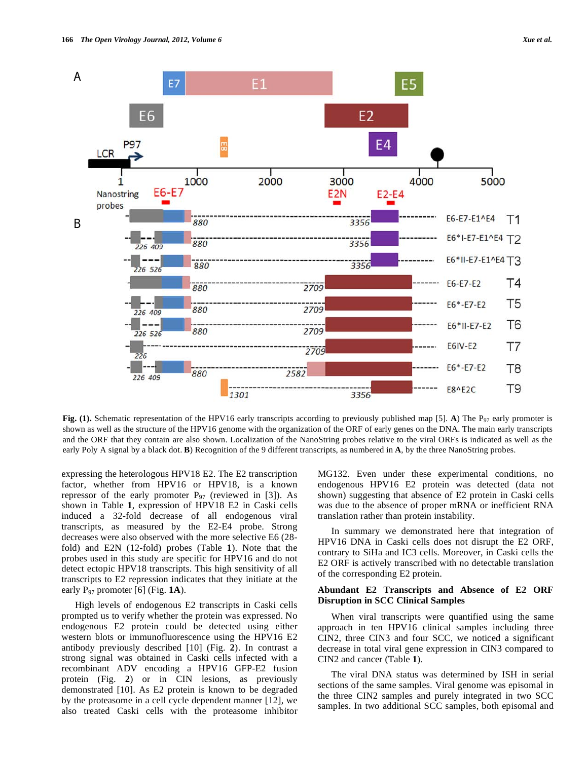Fig. (1). Schematic representation of the HPV16 early transcripts according to previously published map [5]. **A**) The $P_{97}$ early promoter is shown as well as the structure of the HPV16 genome with the organization of the ORF of early genes on the DNA. The main early transcripts and the ORF that they contain are also shown. Localization of the NanoString probes relative to the viral ORFs is indicated as well as the early Poly A signal by a black dot. **B**) Recognition of the 9 different transcripts, as numbered in **A**, by the three NanoString probes.

expressing the heterologous HPV18 E2. The E2 transcription factor, whether from HPV16 or HPV18, is a known repressor of the early promoter $P_{97}$ (reviewed in [3]). As shown in Table **1**, expression of HPV18 E2 in Caski cells induced a 32-fold decrease of all endogenous viral transcripts, as measured by the E2-E4 probe. Strong decreases were also observed with the more selective E6 (28-fold) and E2N (12-fold) probes (Table **1**). Note that the probes used in this study are specific for HPV16 and do not detect ectopic HPV18 transcripts. This high sensitivity of all transcripts to E2 repression indicates that they initiate at the early $P_{97}$ promoter [6] (Fig. **1A**).

High levels of endogenous E2 transcripts in Caski cells prompted us to verify whether the protein was expressed. No endogenous E2 protein could be detected using either western blots or immunofluorescence using the HPV16 E2 antibody previously described [10] (Fig. **2**). In contrast a strong signal was obtained in Caski cells infected with a recombinant ADV encoding a HPV16 GFP-E2 fusion protein (Fig. **2**) or in CIN lesions, as previously demonstrated [10]. As E2 protein is known to be degraded by the proteasome in a cell cycle dependent manner [12], we also treated Caski cells with the proteasome inhibitor MG132. Even under these experimental conditions, no endogenous HPV16 E2 protein was detected (data not shown) suggesting that absence of E2 protein in Caski cells was due to the absence of proper mRNA or inefficient RNA translation rather than protein instability.

In summary we demonstrated here that integration of HPV16 DNA in Caski cells does not disrupt the E2 ORF, contrary to SiHa and IC3 cells. Moreover, in Caski cells the E2 ORF is actively transcribed with no detectable translation of the corresponding E2 protein.

## Abundant E2 Transcripts and Absence of E2 ORF Disruption in SCC Clinical Samples

When viral transcripts were quantified using the same approach in ten HPV16 clinical samples including three CIN2, three CIN3 and four SCC, we noticed a significant decrease in total viral gene expression in CIN3 compared to CIN2 and cancer (Table **1**).

The viral DNA status was determined by ISH in serial sections of the same samples. Viral genome was episomal in the three CIN2 samples and purely integrated in two SCC samples. In two additional SCC samples, both episomal and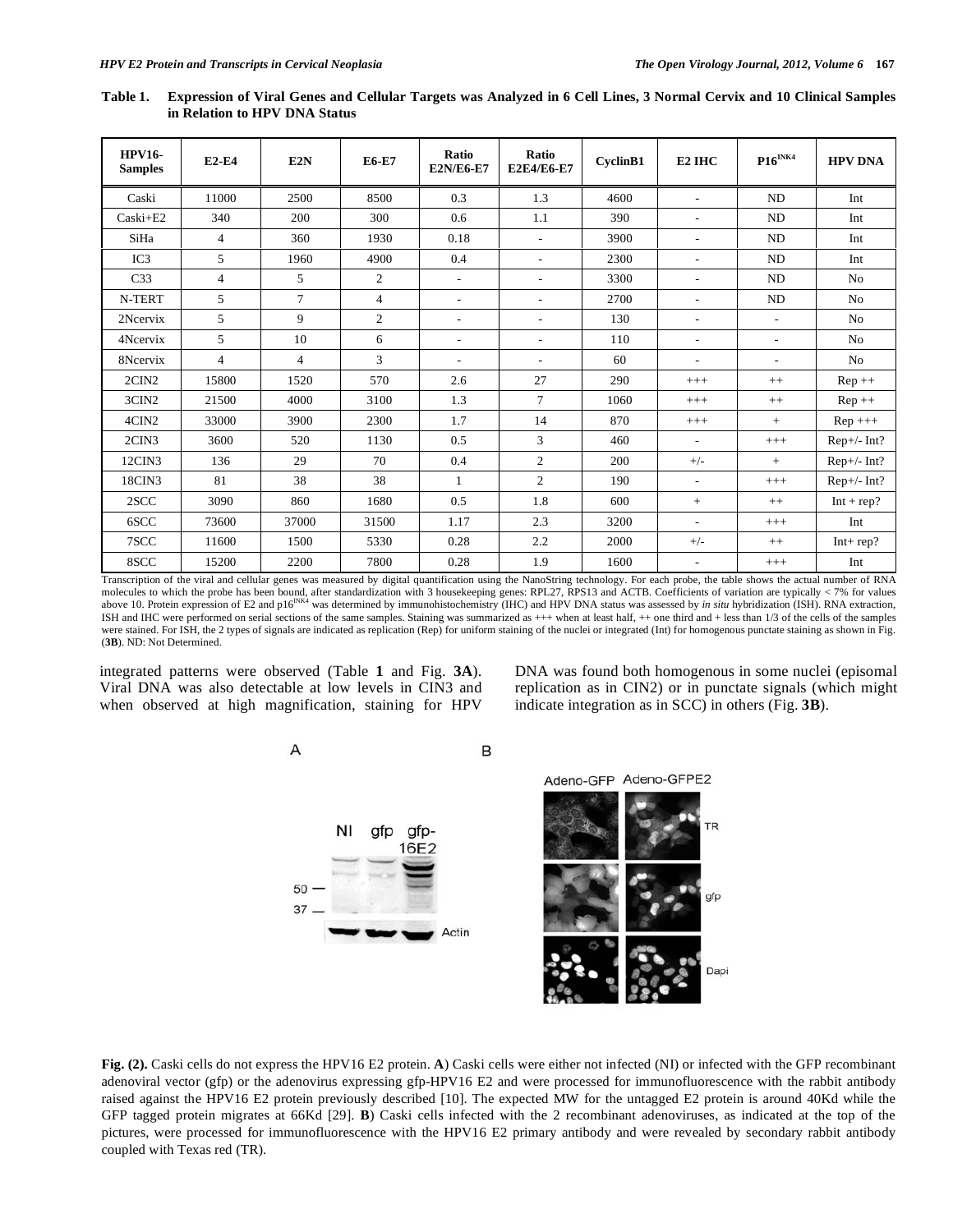**Table 1. Expression of Viral Genes and Cellular Targets was Analyzed in 6 Cell Lines, 3 Normal Cervix and 10 Clinical Samples in Relation to HPV DNA Status**

| HPV16-Samples | E2-E4 | E2N | E6-E7 | Ratio E2N/E6-E7 | Ratio E2E4/E6-E7 | CyclinB1 | E2 IHC | P16$^{INK4}$ | HPV DNA |
|---|---|---|---|---|---|---|---|---|---|
| Caski | 11000 | 2500 | 8500 | 0.3 | 1.3 | 4600 | - | ND | Int |
| Caski+E2 | 340 | 200 | 300 | 0.6 | 1.1 | 390 | - | ND | Int |
| SiHa | 4 | 360 | 1930 | 0.18 | - | 3900 | - | ND | Int |
| IC3 | 5 | 1960 | 4900 | 0.4 | - | 2300 | - | ND | Int |
| C33 | 4 | 5 | 2 | - | - | 3300 | - | ND | No |
| N-TERT | 5 | 7 | 4 | - | - | 2700 | - | ND | No |
| 2Ncervix | 5 | 9 | 2 | - | - | 130 | - | - | No |
| 4Ncervix | 5 | 10 | 6 | - | - | 110 | - | - | No |
| 8Ncervix | 4 | 4 | 3 | - | - | 60 | - | - | No |
| 2CIN2 | 15800 | 1520 | 570 | 2.6 | 27 | 290 | +++ | ++ | Rep ++ |
| 3CIN2 | 21500 | 4000 | 3100 | 1.3 | 7 | 1060 | +++ | ++ | Rep ++ |
| 4CIN2 | 33000 | 3900 | 2300 | 1.7 | 14 | 870 | +++ | + | Rep +++ |
| 2CIN3 | 3600 | 520 | 1130 | 0.5 | 3 | 460 | - | +++ | Rep+/- Int? |
| 12CIN3 | 136 | 29 | 70 | 0.4 | 2 | 200 | +/- | + | Rep+/- Int? |
| 18CIN3 | 81 | 38 | 38 | 1 | 2 | 190 | - | +++ | Rep+/- Int? |
| 2SCC | 3090 | 860 | 1680 | 0.5 | 1.8 | 600 | + | ++ | Int + rep? |
| 6SCC | 73600 | 37000 | 31500 | 1.17 | 2.3 | 3200 | - | +++ | Int |
| 7SCC | 11600 | 1500 | 5330 | 0.28 | 2.2 | 2000 | +/- | ++ | Int+ rep? |
| 8SCC | 15200 | 2200 | 7800 | 0.28 | 1.9 | 1600 | - | +++ | Int |

Transcription of the viral and cellular genes was measured by digital quantification using the NanoString technology. For each probe, the table shows the actual number of RNA molecules to which the probe has been bound, after standardization with 3 housekeeping genes: RPL27, RPS13 and ACTB. Coefficients of variation are typically < 7% for values above 10. Protein expression of E2 and p16$^{INK4}$ was determined by immunohistochemistry (IHC) and HPV DNA status was assessed by *in situ* hybridization (ISH). RNA extraction, ISH and IHC were performed on serial sections of the same samples. Staining was summarized as +++ when at least half, ++ one third and + less than 1/3 of the cells of the samples were stained. For ISH, the 2 types of signals are indicated as replication (Rep) for uniform staining of the nuclei or integrated (Int) for homogenous punctate staining as shown in Fig. (**3B**). ND: Not Determined.

integrated patterns were observed (Table **1** and Fig. **3A**). Viral DNA was also detectable at low levels in CIN3 and when observed at high magnification, staining for HPV DNA was found both homogenous in some nuclei (episomal replication as in CIN2) or in punctate signals (which might indicate integration as in SCC) in others (Fig. **3B**).

**Fig. (2).** Caski cells do not express the HPV16 E2 protein. **A**) Caski cells were either not infected (NI) or infected with the GFP recombinant adenoviral vector (gfp) or the adenovirus expressing gfp-HPV16 E2 and were processed for immunofluorescence with the rabbit antibody raised against the HPV16 E2 protein previously described [10]. The expected MW for the untagged E2 protein is around 40Kd while the GFP tagged protein migrates at 66Kd [29]. **B**) Caski cells infected with the 2 recombinant adenoviruses, as indicated at the top of the pictures, were processed for immunofluorescence with the HPV16 E2 primary antibody and were revealed by secondary rabbit antibody coupled with Texas red (TR).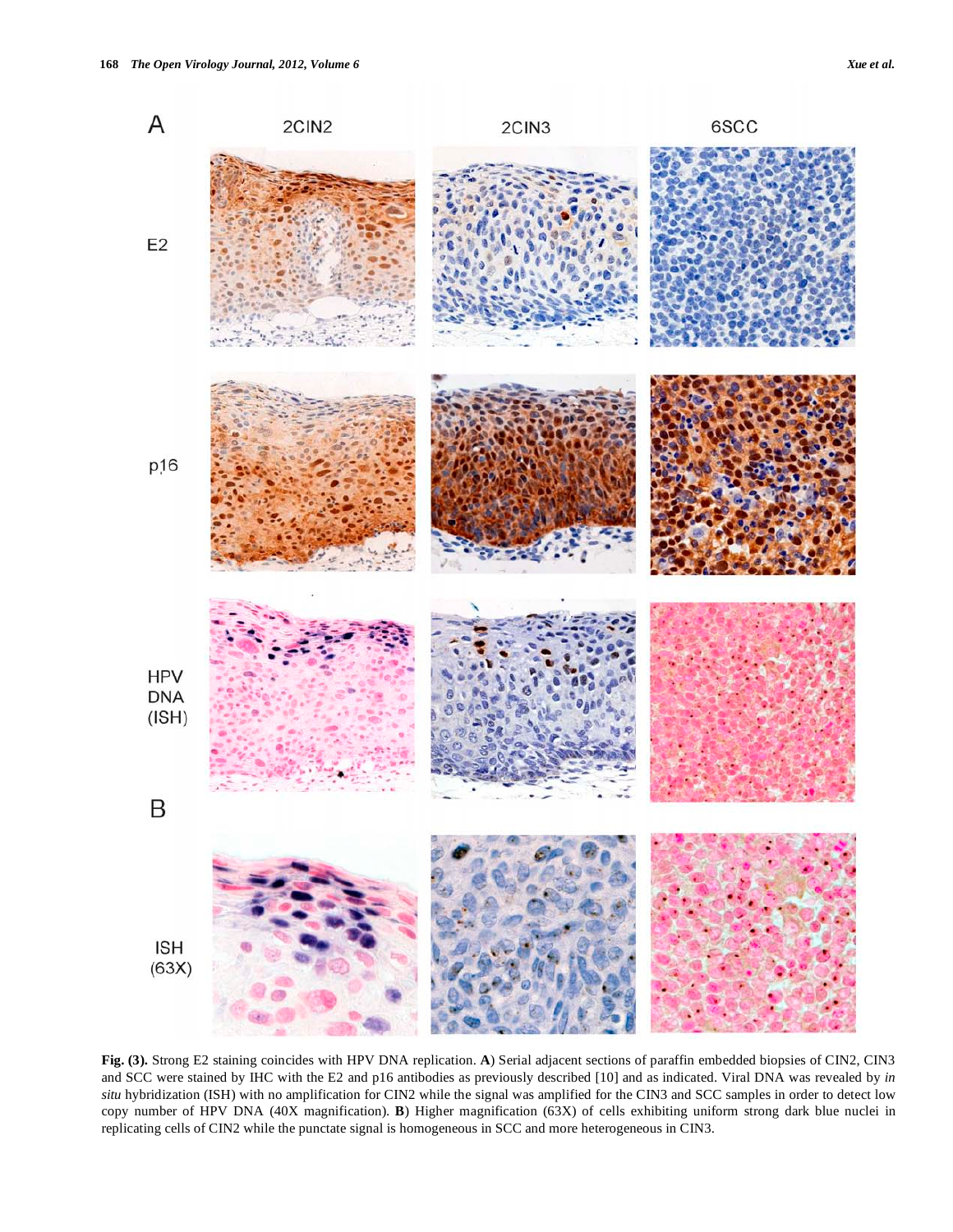**Fig. (3).** Strong E2 staining coincides with HPV DNA replication. **A**) Serial adjacent sections of paraffin embedded biopsies of CIN2, CIN3 and SCC were stained by IHC with the E2 and p16 antibodies as previously described [10] and as indicated. Viral DNA was revealed by *in situ* hybridization (ISH) with no amplification for CIN2 while the signal was amplified for the CIN3 and SCC samples in order to detect low copy number of HPV DNA (40X magnification). **B**) Higher magnification (63X) of cells exhibiting uniform strong dark blue nuclei in replicating cells of CIN2 while the punctate signal is homogeneous in SCC and more heterogeneous in CIN3.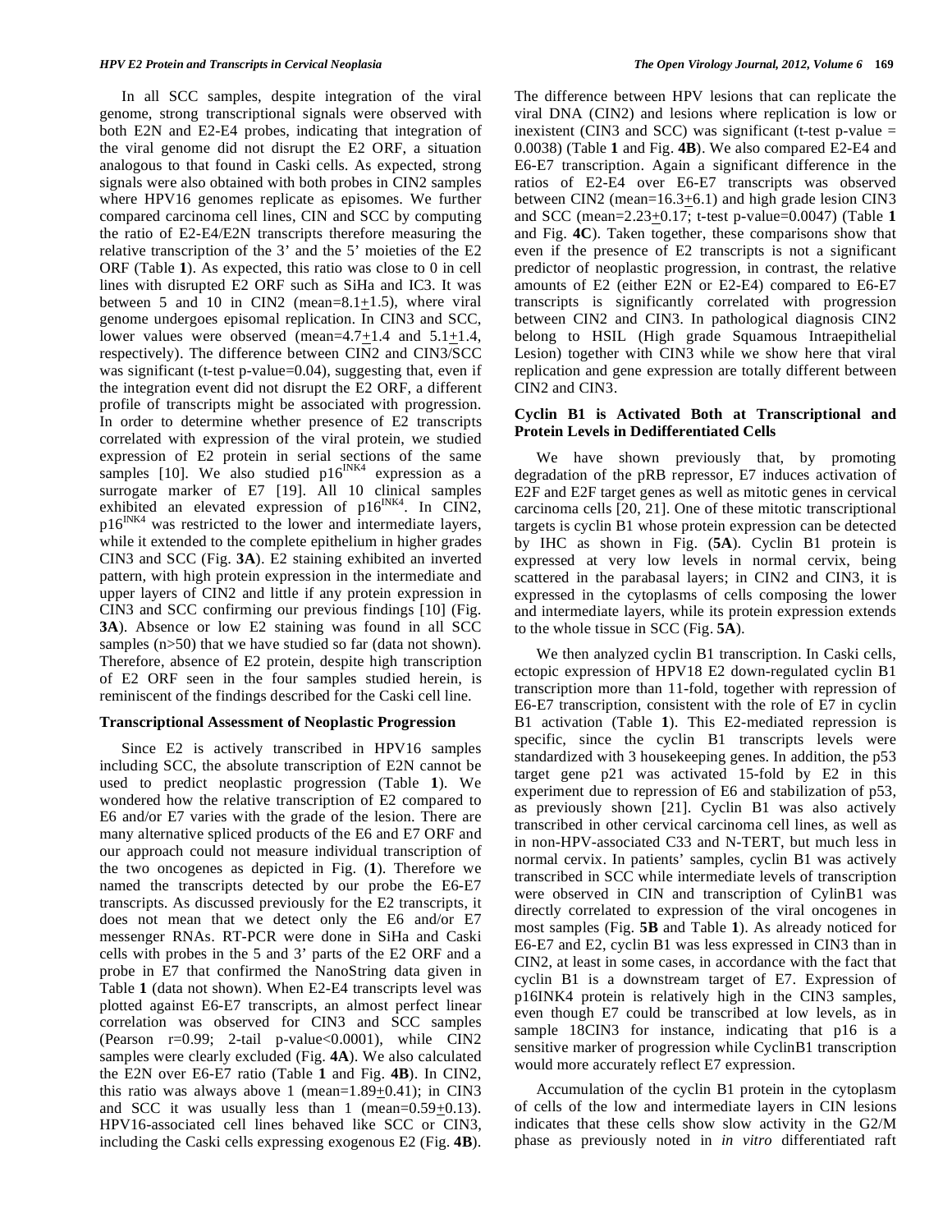In all SCC samples, despite integration of the viral genome, strong transcriptional signals were observed with both E2N and E2-E4 probes, indicating that integration of the viral genome did not disrupt the E2 ORF, a situation analogous to that found in Caski cells. As expected, strong signals were also obtained with both probes in CIN2 samples where HPV16 genomes replicate as episomes. We further compared carcinoma cell lines, CIN and SCC by computing the ratio of E2-E4/E2N transcripts therefore measuring the relative transcription of the 3' and the 5' moieties of the E2 ORF (Table **1**). As expected, this ratio was close to 0 in cell lines with disrupted E2 ORF such as SiHa and IC3. It was between 5 and 10 in CIN2 (mean=8.1$\pm$1.5), where viral genome undergoes episomal replication. In CIN3 and SCC, lower values were observed (mean=4.7$\pm$1.4 and 5.1$\pm$1.4, respectively). The difference between CIN2 and CIN3/SCC was significant (t-test p-value=0.04), suggesting that, even if the integration event did not disrupt the E2 ORF, a different profile of transcripts might be associated with progression. In order to determine whether presence of E2 transcripts correlated with expression of the viral protein, we studied expression of E2 protein in serial sections of the same samples [10]. We also studied $p16^{INK4}$ expression as a surrogate marker of E7 [19]. All 10 clinical samples exhibited an elevated expression of $p16^{INK4}$. In CIN2, $p16^{INK4}$ was restricted to the lower and intermediate layers, while it extended to the complete epithelium in higher grades CIN3 and SCC (Fig. **3A**). E2 staining exhibited an inverted pattern, with high protein expression in the intermediate and upper layers of CIN2 and little if any protein expression in CIN3 and SCC confirming our previous findings [10] (Fig. **3A**). Absence or low E2 staining was found in all SCC samples (n>50) that we have studied so far (data not shown). Therefore, absence of E2 protein, despite high transcription of E2 ORF seen in the four samples studied herein, is reminiscent of the findings described for the Caski cell line.

### Transcriptional Assessment of Neoplastic Progression

Since E2 is actively transcribed in HPV16 samples including SCC, the absolute transcription of E2N cannot be used to predict neoplastic progression (Table **1**). We wondered how the relative transcription of E2 compared to E6 and/or E7 varies with the grade of the lesion. There are many alternative spliced products of the E6 and E7 ORF and our approach could not measure individual transcription of the two oncogenes as depicted in Fig. (**1**). Therefore we named the transcripts detected by our probe the E6-E7 transcripts. As discussed previously for the E2 transcripts, it does not mean that we detect only the E6 and/or E7 messenger RNAs. RT-PCR were done in SiHa and Caski cells with probes in the 5 and 3' parts of the E2 ORF and a probe in E7 that confirmed the NanoString data given in Table **1** (data not shown). When E2-E4 transcripts level was plotted against E6-E7 transcripts, an almost perfect linear correlation was observed for CIN3 and SCC samples (Pearson r=0.99; 2-tail p-value<0.0001), while CIN2 samples were clearly excluded (Fig. **4A**). We also calculated the E2N over E6-E7 ratio (Table **1** and Fig. **4B**). In CIN2, this ratio was always above 1 (mean=1.89$\pm$0.41); in CIN3 and SCC it was usually less than 1 (mean=0.59$\pm$0.13). HPV16-associated cell lines behaved like SCC or CIN3, including the Caski cells expressing exogenous E2 (Fig. **4B**). The difference between HPV lesions that can replicate the viral DNA (CIN2) and lesions where replication is low or inexistent (CIN3 and SCC) was significant (t-test p-value = 0.0038) (Table **1** and Fig. **4B**). We also compared E2-E4 and E6-E7 transcription. Again a significant difference in the ratios of E2-E4 over E6-E7 transcripts was observed between CIN2 (mean=16.3$\pm$6.1) and high grade lesion CIN3 and SCC (mean=2.23$\pm$0.17; t-test p-value=0.0047) (Table **1** and Fig. **4C**). Taken together, these comparisons show that even if the presence of E2 transcripts is not a significant predictor of neoplastic progression, in contrast, the relative amounts of E2 (either E2N or E2-E4) compared to E6-E7 transcripts is significantly correlated with progression between CIN2 and CIN3. In pathological diagnosis CIN2 belong to HSIL (High grade Squamous Intraepithelial Lesion) together with CIN3 while we show here that viral replication and gene expression are totally different between CIN2 and CIN3.

### Cyclin B1 is Activated Both at Transcriptional and Protein Levels in Dedifferentiated Cells

We have shown previously that, by promoting degradation of the pRB repressor, E7 induces activation of E2F and E2F target genes as well as mitotic genes in cervical carcinoma cells [20, 21]. One of these mitotic transcriptional targets is cyclin B1 whose protein expression can be detected by IHC as shown in Fig. (**5A**). Cyclin B1 protein is expressed at very low levels in normal cervix, being scattered in the parabasal layers; in CIN2 and CIN3, it is expressed in the cytoplasms of cells composing the lower and intermediate layers, while its protein expression extends to the whole tissue in SCC (Fig. **5A**).

We then analyzed cyclin B1 transcription. In Caski cells, ectopic expression of HPV18 E2 down-regulated cyclin B1 transcription more than 11-fold, together with repression of E6-E7 transcription, consistent with the role of E7 in cyclin B1 activation (Table **1**). This E2-mediated repression is specific, since the cyclin B1 transcripts levels were standardized with 3 housekeeping genes. In addition, the p53 target gene p21 was activated 15-fold by E2 in this experiment due to repression of E6 and stabilization of p53, as previously shown [21]. Cyclin B1 was also actively transcribed in other cervical carcinoma cell lines, as well as in non-HPV-associated C33 and N-TERT, but much less in normal cervix. In patients' samples, cyclin B1 was actively transcribed in SCC while intermediate levels of transcription were observed in CIN and transcription of CylinB1 was directly correlated to expression of the viral oncogenes in most samples (Fig. **5B** and Table **1**). As already noticed for E6-E7 and E2, cyclin B1 was less expressed in CIN3 than in CIN2, at least in some cases, in accordance with the fact that cyclin B1 is a downstream target of E7. Expression of p16INK4 protein is relatively high in the CIN3 samples, even though E7 could be transcribed at low levels, as in sample 18CIN3 for instance, indicating that p16 is a sensitive marker of progression while CyclinB1 transcription would more accurately reflect E7 expression.

Accumulation of the cyclin B1 protein in the cytoplasm of cells of the low and intermediate layers in CIN lesions indicates that these cells show slow activity in the G2/M phase as previously noted in *in vitro* differentiated raft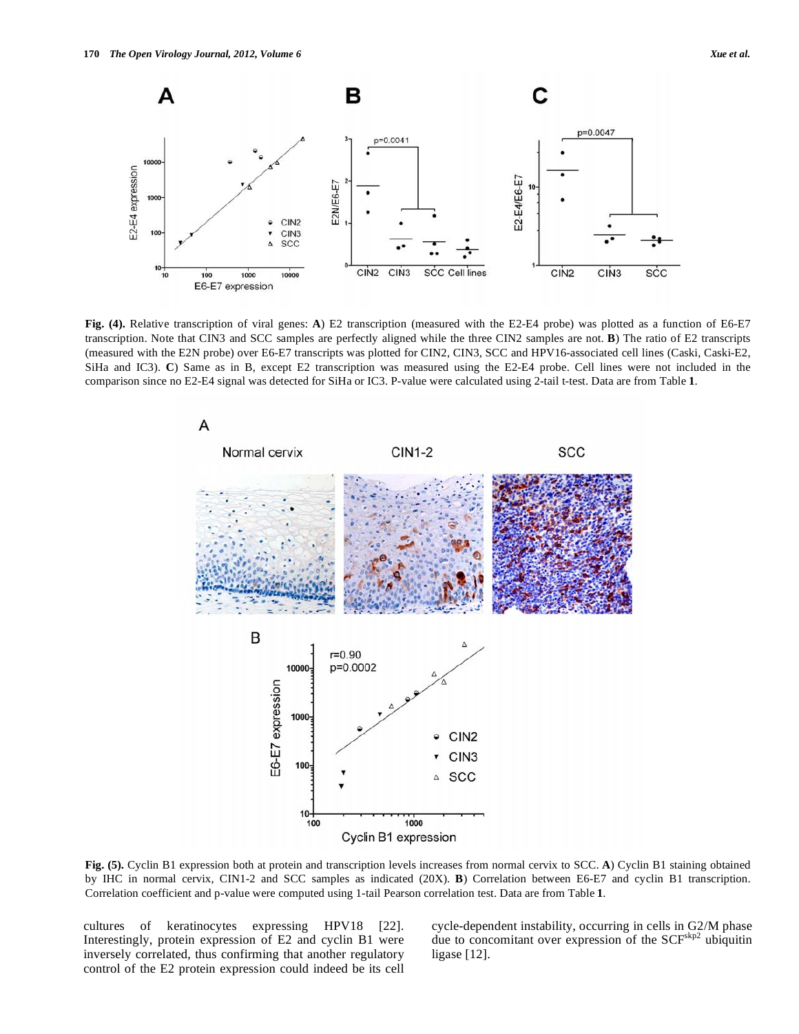**Fig. (4).** Relative transcription of viral genes: **A**) E2 transcription (measured with the E2-E4 probe) was plotted as a function of E6-E7 transcription. Note that CIN3 and SCC samples are perfectly aligned while the three CIN2 samples are not. **B**) The ratio of E2 transcripts (measured with the E2N probe) over E6-E7 transcripts was plotted for CIN2, CIN3, SCC and HPV16-associated cell lines (Caski, Caski-E2, SiHa and IC3). **C**) Same as in B, except E2 transcription was measured using the E2-E4 probe. Cell lines were not included in the comparison since no E2-E4 signal was detected for SiHa or IC3. P-value were calculated using 2-tail t-test. Data are from Table **1**.

**Fig. (5).** Cyclin B1 expression both at protein and transcription levels increases from normal cervix to SCC. **A**) Cyclin B1 staining obtained by IHC in normal cervix, CIN1-2 and SCC samples as indicated (20X). **B**) Correlation between E6-E7 and cyclin B1 transcription. Correlation coefficient and p-value were computed using 1-tail Pearson correlation test. Data are from Table **1**.

cultures of keratinocytes expressing HPV18 [22]. Interestingly, protein expression of E2 and cyclin B1 were inversely correlated, thus confirming that another regulatory control of the E2 protein expression could indeed be its cell cycle-dependent instability, occurring in cells in G2/M phase due to concomitant over expression of the SCF$^{skp2}$ ubiquitin ligase [12].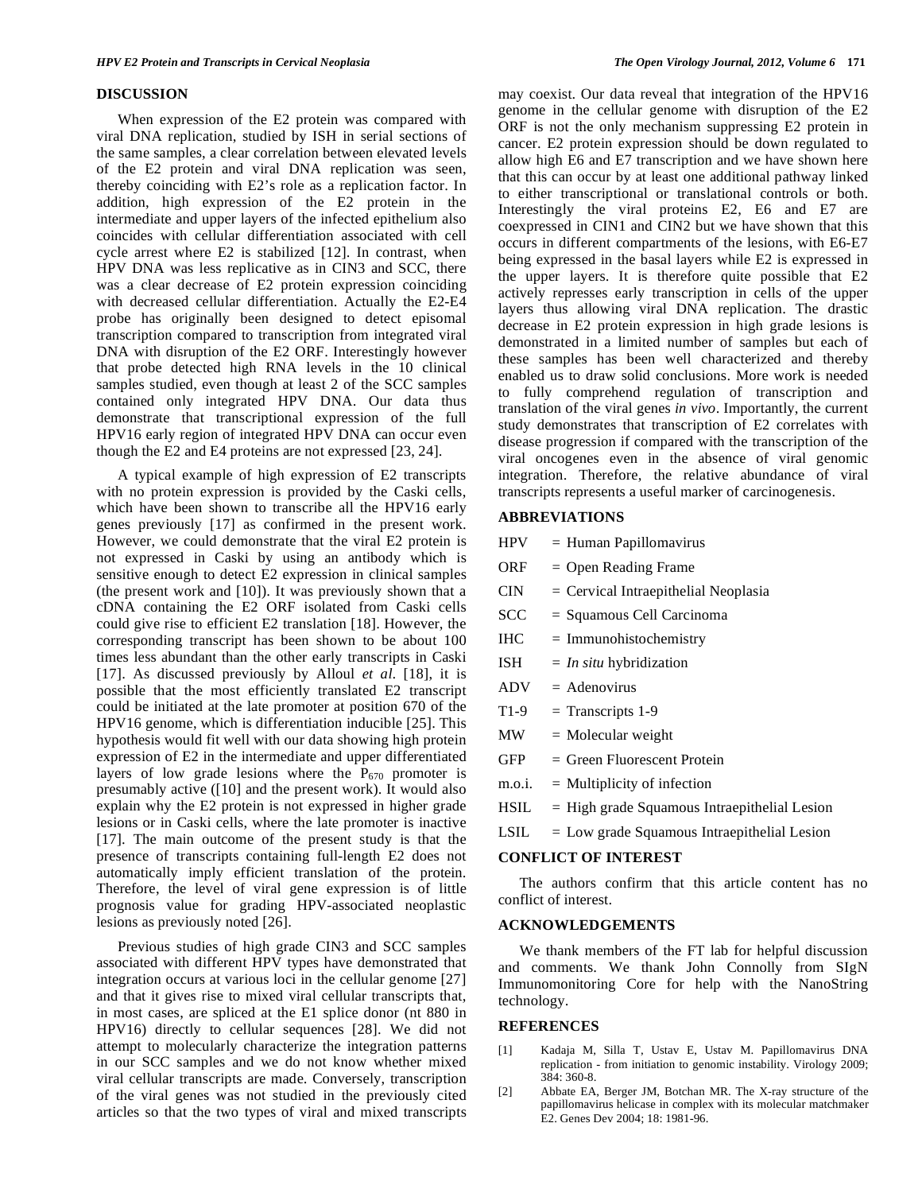## DISCUSSION

When expression of the E2 protein was compared with viral DNA replication, studied by ISH in serial sections of the same samples, a clear correlation between elevated levels of the E2 protein and viral DNA replication was seen, thereby coinciding with E2's role as a replication factor. In addition, high expression of the E2 protein in the intermediate and upper layers of the infected epithelium also coincides with cellular differentiation associated with cell cycle arrest where E2 is stabilized [12]. In contrast, when HPV DNA was less replicative as in CIN3 and SCC, there was a clear decrease of E2 protein expression coinciding with decreased cellular differentiation. Actually the E2-E4 probe has originally been designed to detect episomal transcription compared to transcription from integrated viral DNA with disruption of the E2 ORF. Interestingly however that probe detected high RNA levels in the 10 clinical samples studied, even though at least 2 of the SCC samples contained only integrated HPV DNA. Our data thus demonstrate that transcriptional expression of the full HPV16 early region of integrated HPV DNA can occur even though the E2 and E4 proteins are not expressed [23, 24].

A typical example of high expression of E2 transcripts with no protein expression is provided by the Caski cells, which have been shown to transcribe all the HPV16 early genes previously [17] as confirmed in the present work. However, we could demonstrate that the viral E2 protein is not expressed in Caski by using an antibody which is sensitive enough to detect E2 expression in clinical samples (the present work and [10]). It was previously shown that a cDNA containing the E2 ORF isolated from Caski cells could give rise to efficient E2 translation [18]. However, the corresponding transcript has been shown to be about 100 times less abundant than the other early transcripts in Caski [17]. As discussed previously by Alloul *et al.* [18], it is possible that the most efficiently translated E2 transcript could be initiated at the late promoter at position 670 of the HPV16 genome, which is differentiation inducible [25]. This hypothesis would fit well with our data showing high protein expression of E2 in the intermediate and upper differentiated layers of low grade lesions where the $P_{670}$ promoter is presumably active ([10] and the present work). It would also explain why the E2 protein is not expressed in higher grade lesions or in Caski cells, where the late promoter is inactive [17]. The main outcome of the present study is that the presence of transcripts containing full-length E2 does not automatically imply efficient translation of the protein. Therefore, the level of viral gene expression is of little prognosis value for grading HPV-associated neoplastic lesions as previously noted [26].

Previous studies of high grade CIN3 and SCC samples associated with different HPV types have demonstrated that integration occurs at various loci in the cellular genome [27] and that it gives rise to mixed viral cellular transcripts that, in most cases, are spliced at the E1 splice donor (nt 880 in HPV16) directly to cellular sequences [28]. We did not attempt to molecularly characterize the integration patterns in our SCC samples and we do not know whether mixed viral cellular transcripts are made. Conversely, transcription of the viral genes was not studied in the previously cited articles so that the two types of viral and mixed transcripts may coexist. Our data reveal that integration of the HPV16 genome in the cellular genome with disruption of the E2 ORF is not the only mechanism suppressing E2 protein in cancer. E2 protein expression should be down regulated to allow high E6 and E7 transcription and we have shown here that this can occur by at least one additional pathway linked to either transcriptional or translational controls or both. Interestingly the viral proteins E2, E6 and E7 are coexpressed in CIN1 and CIN2 but we have shown that this occurs in different compartments of the lesions, with E6-E7 being expressed in the basal layers while E2 is expressed in the upper layers. It is therefore quite possible that E2 actively represses early transcription in cells of the upper layers thus allowing viral DNA replication. The drastic decrease in E2 protein expression in high grade lesions is demonstrated in a limited number of samples but each of these samples has been well characterized and thereby enabled us to draw solid conclusions. More work is needed to fully comprehend regulation of transcription and translation of the viral genes *in vivo*. Importantly, the current study demonstrates that transcription of E2 correlates with disease progression if compared with the transcription of the viral oncogenes even in the absence of viral genomic integration. Therefore, the relative abundance of viral transcripts represents a useful marker of carcinogenesis.

## ABBREVIATIONS

- HPV = Human Papillomavirus
- ORF = Open Reading Frame
- CIN = Cervical Intraepithelial Neoplasia
- SCC = Squamous Cell Carcinoma
- IHC = Immunohistochemistry
- ISH = *In situ* hybridization
- ADV = Adenovirus
- T1-9 = Transcripts 1-9
- MW = Molecular weight
- GFP = Green Fluorescent Protein
- m.o.i. = Multiplicity of infection
- HSIL = High grade Squamous Intraepithelial Lesion
- LSIL = Low grade Squamous Intraepithelial Lesion

## CONFLICT OF INTEREST

The authors confirm that this article content has no conflict of interest.

## ACKNOWLEDGEMENTS

We thank members of the FT lab for helpful discussion and comments. We thank John Connolly from SIgN Immunomonitoring Core for help with the NanoString technology.

## REFERENCES

[1] Kadaja M, Silla T, Ustav E, Ustav M. Papillomavirus DNA replication - from initiation to genomic instability. Virology 2009; 384: 360-8.

[2] Abbate EA, Berger JM, Botchan MR. The X-ray structure of the papillomavirus helicase in complex with its molecular matchmaker E2. Genes Dev 2004; 18: 1981-96.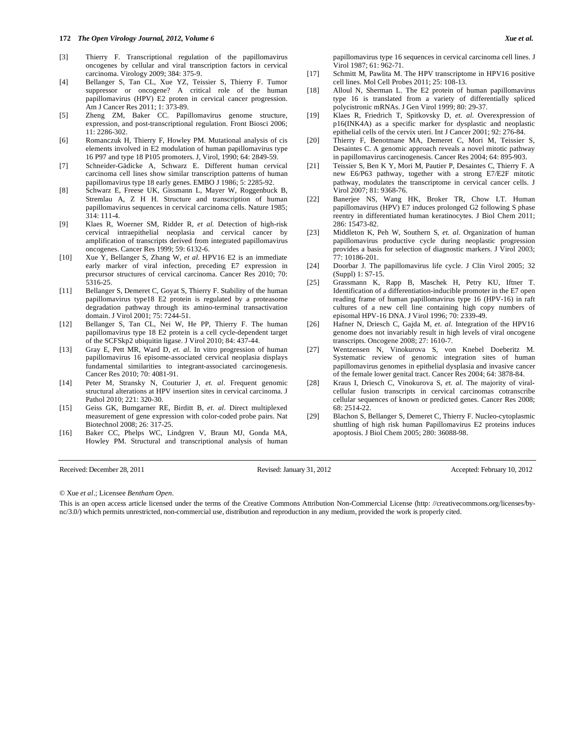[3] Thierry F. Transcriptional regulation of the papillomavirus oncogenes by cellular and viral transcription factors in cervical carcinoma. Virology 2009; 384: 375-9.

[4] Bellanger S, Tan CL, Xue YZ, Teissier S, Thierry F. Tumor suppressor or oncogene? A critical role of the human papillomavirus (HPV) E2 proten in cervical cancer progression. Am J Cancer Res 2011; 1: 373-89.

[5] Zheng ZM, Baker CC. Papillomavirus genome structure, expression, and post-transcriptional regulation. Front Biosci 2006; 11: 2286-302.

[6] Romanczuk H, Thierry F, Howley PM. Mutational analysis of cis elements involved in E2 modulation of human papillomavirus type 16 P97 and type 18 P105 promoters. J, Virol, 1990; 64: 2849-59.

[7] Schneider-Gädicke A, Schwarz E. Different human cervical carcinoma cell lines show similar transcription patterns of human papillomavirus type 18 early genes. EMBO J 1986; 5: 2285-92.

[8] Schwarz E, Freese UK, Gissmann L, Mayer W, Roggenbuck B, Stremlau A, Z H H. Structure and transcription of human papillomavirus sequences in cervical carcinoma cells. Nature 1985; 314: 111-4.

[9] Klaes R, Woerner SM, Ridder R, *et al.* Detection of high-risk cervical intraepithelial neoplasia and cervical cancer by amplification of transcripts derived from integrated papillomavirus oncogenes. Cancer Res 1999; 59: 6132-6.

[10] Xue Y, Bellanger S, Zhang W, *et al.* HPV16 E2 is an immediate early marker of viral infection, preceding E7 expression in precursor structures of cervical carcinoma. Cancer Res 2010; 70: 5316-25.

[11] Bellanger S, Demeret C, Goyat S, Thierry F. Stability of the human papillomavirus type18 E2 protein is regulated by a proteasome degradation pathway through its amino-terminal transactivation domain. J Virol 2001; 75: 7244-51.

[12] Bellanger S, Tan CL, Nei W, He PP, Thierry F. The human papillomavirus type 18 E2 protein is a cell cycle-dependent target of the SCFSkp2 ubiquitin ligase. J Virol 2010; 84: 437-44.

[13] Gray E, Pett MR, Ward D, *et al.* In vitro progression of human papillomavirus 16 episome-associated cervical neoplasia displays fundamental similarities to integrant-associated carcinogenesis. Cancer Res 2010; 70: 4081-91.

[14] Peter M, Stransky N, Couturier J, *et. al*. Frequent genomic structural alterations at HPV insertion sites in cervical carcinoma. J Pathol 2010; 221: 320-30.

[15] Geiss GK, Bumgarner RE, Birditt B, *et. al*. Direct multiplexed measurement of gene expression with color-coded probe pairs. Nat Biotechnol 2008; 26: 317-25.

[16] Baker CC, Phelps WC, Lindgren V, Braun MJ, Gonda MA, Howley PM. Structural and transcriptional analysis of human papillomavirus type 16 sequences in cervical carcinoma cell lines. J Virol 1987; 61: 962-71.

[17] Schmitt M, Pawlita M. The HPV transcriptome in HPV16 positive cell lines. Mol Cell Probes 2011; 25: 108-13.

[18] Alloul N, Sherman L. The E2 protein of human papillomavirus type 16 is translated from a variety of differentially spliced polycistronic mRNAs. J Gen Virol 1999; 80: 29-37.

[19] Klaes R, Friedrich T, Spitkovsky D, *et. al*. Overexpression of p16(INK4A) as a specific marker for dysplastic and neoplastic epithelial cells of the cervix uteri. Int J Cancer 2001; 92: 276-84.

[20] Thierry F, Benotmane MA, Demeret C, Mori M, Teissier S, Desaintes C. A genomic approach reveals a novel mitotic pathway in papillomavirus carcinogenesis. Cancer Res 2004; 64: 895-903.

[21] Teissier S, Ben K Y, Mori M, Pautier P, Desaintes C, Thierry F. A new E6/P63 pathway, together with a strong E7/E2F mitotic pathway, modulates the transcriptome in cervical cancer cells. J Virol 2007; 81: 9368-76.

[22] Banerjee NS, Wang HK, Broker TR, Chow LT. Human papillomavirus (HPV) E7 induces prolonged G2 following S phase reentry in differentiated human keratinocytes. J Biol Chem 2011; 286: 15473-82.

[23] Middleton K, Peh W, Southern S, *et. al*. Organization of human papillomavirus productive cycle during neoplastic progression provides a basis for selection of diagnostic markers. J Virol 2003; 77: 10186-201.

[24] Doorbar J. The papillomavirus life cycle. J Clin Virol 2005; 32 (Suppl) 1: S7-15.

[25] Grassmann K, Rapp B, Maschek H, Petry KU, Iftner T. Identification of a differentiation-inducible promoter in the E7 open reading frame of human papillomavirus type 16 (HPV-16) in raft cultures of a new cell line containing high copy numbers of episomal HPV-16 DNA. J Virol 1996; 70: 2339-49.

[26] Hafner N, Driesch C, Gajda M, *et. al.* Integration of the HPV16 genome does not invariably result in high levels of viral oncogene transcripts. Oncogene 2008; 27: 1610-7.

[27] Wentzensen N, Vinokurova S, von Knebel Doeberitz M. Systematic review of genomic integration sites of human papillomavirus genomes in epithelial dysplasia and invasive cancer of the female lower genital tract. Cancer Res 2004; 64: 3878-84.

[28] Kraus I, Driesch C, Vinokurova S, *et. al*. The majority of viral-cellular fusion transcripts in cervical carcinomas cotranscribe cellular sequences of known or predicted genes. Cancer Res 2008; 68: 2514-22.

[29] Blachon S, Bellanger S, Demeret C, Thierry F. Nucleo-cytoplasmic shuttling of high risk human Papillomavirus E2 proteins induces apoptosis. J Biol Chem 2005; 280: 36088-98.

Received: December 28, 2011 Revised: January 31, 2012 Accepted: February 10, 2012

© Xue *et al*.; Licensee *Bentham Open*.

This is an open access article licensed under the terms of the Creative Commons Attribution Non-Commercial License (http: //creativecommons.org/licenses/by-nc/3.0/) which permits unrestricted, non-commercial use, distribution and reproduction in any medium, provided the work is properly cited.